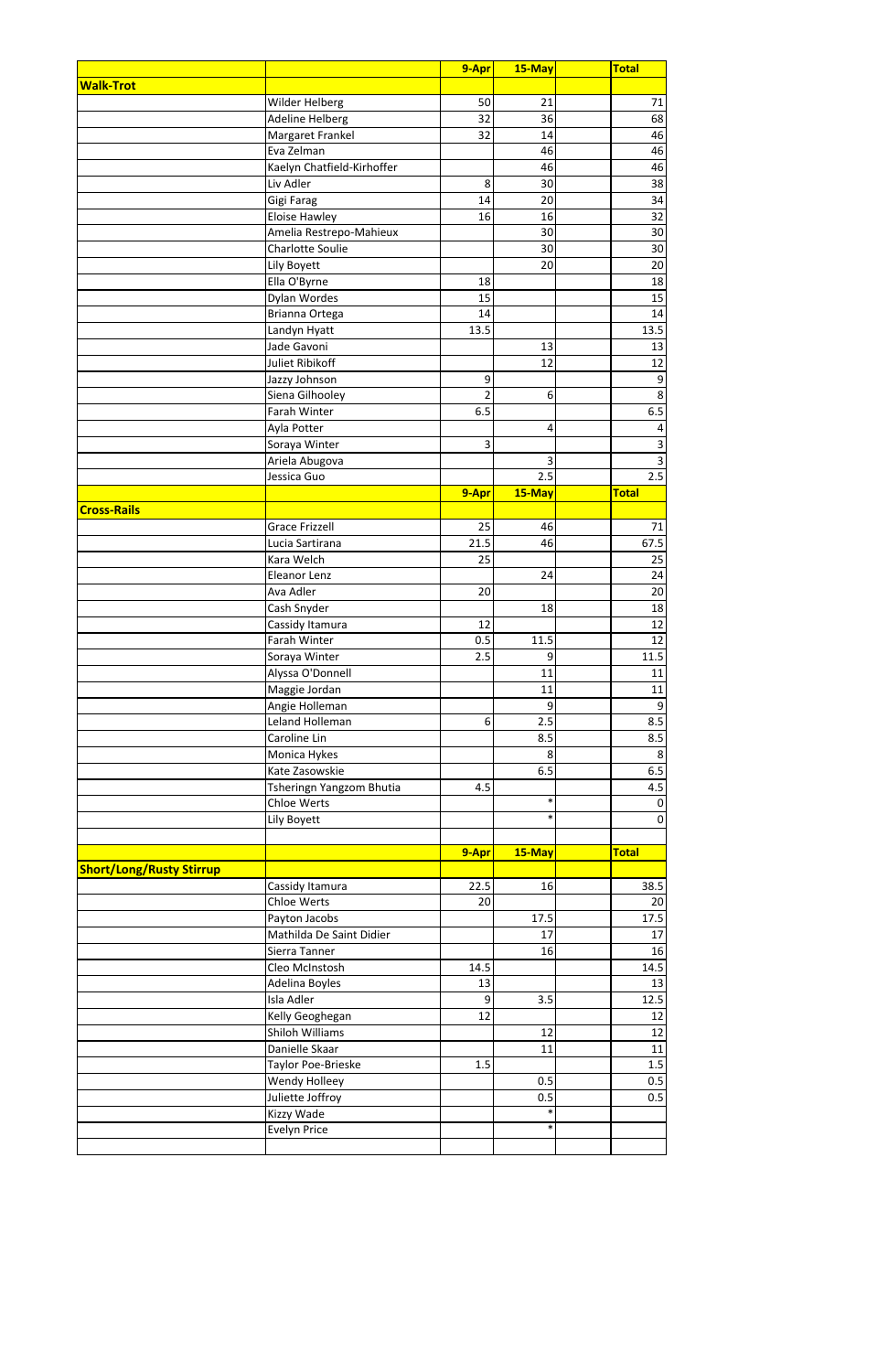|  |  | 9-Apr | 15-May |  | Total |
|---|---|---|---|---|---|
| **Walk-Trot** |  |  |  |  |  |
|  | Wilder Helberg | 50 | 21 |  | 71 |
|  | Adeline Helberg | 32 | 36 |  | 68 |
|  | Margaret Frankel | 32 | 14 |  | 46 |
|  | Eva Zelman |  | 46 |  | 46 |
|  | Kaelyn Chatfield-Kirhoffer |  | 46 |  | 46 |
|  | Liv Adler | 8 | 30 |  | 38 |
|  | Gigi Farag | 14 | 20 |  | 34 |
|  | Eloise Hawley | 16 | 16 |  | 32 |
|  | Amelia Restrepo-Mahieux |  | 30 |  | 30 |
|  | Charlotte Soulie |  | 30 |  | 30 |
|  | Lily Boyett |  | 20 |  | 20 |
|  | Ella O'Byrne | 18 |  |  | 18 |
|  | Dylan Wordes | 15 |  |  | 15 |
|  | Brianna Ortega | 14 |  |  | 14 |
|  | Landyn Hyatt | 13.5 |  |  | 13.5 |
|  | Jade Gavoni |  | 13 |  | 13 |
|  | Juliet Ribikoff |  | 12 |  | 12 |
|  | Jazzy Johnson | 9 |  |  | 9 |
|  | Siena Gilhooley | 2 | 6 |  | 8 |
|  | Farah Winter | 6.5 |  |  | 6.5 |
|  | Ayla Potter |  | 4 |  | 4 |
|  | Soraya Winter | 3 |  |  | 3 |
|  | Ariela Abugova |  | 3 |  | 3 |
|  | Jessica Guo |  | 2.5 |  | 2.5 |
|  |  | 9-Apr | 15-May |  | Total |
| **Cross-Rails** |  |  |  |  |  |
|  | Grace Frizzell | 25 | 46 |  | 71 |
|  | Lucia Sartirana | 21.5 | 46 |  | 67.5 |
|  | Kara Welch | 25 |  |  | 25 |
|  | Eleanor Lenz |  | 24 |  | 24 |
|  | Ava Adler | 20 |  |  | 20 |
|  | Cash Snyder |  | 18 |  | 18 |
|  | Cassidy Itamura | 12 |  |  | 12 |
|  | Farah Winter | 0.5 | 11.5 |  | 12 |
|  | Soraya Winter | 2.5 | 9 |  | 11.5 |
|  | Alyssa O'Donnell |  | 11 |  | 11 |
|  | Maggie Jordan |  | 11 |  | 11 |
|  | Angie Holleman |  | 9 |  | 9 |
|  | Leland Holleman | 6 | 2.5 |  | 8.5 |
|  | Caroline Lin |  | 8.5 |  | 8.5 |
|  | Monica Hykes |  | 8 |  | 8 |
|  | Kate Zasowskie |  | 6.5 |  | 6.5 |
|  | Tsheringn Yangzom Bhutia | 4.5 |  |  | 4.5 |
|  | Chloe Werts |  | * |  | 0 |
|  | Lily Boyett |  | * |  | 0 |
|  |  |  |  |  |  |
|  |  | 9-Apr | 15-May |  | Total |
| **Short/Long/Rusty Stirrup** |  |  |  |  |  |
|  | Cassidy Itamura | 22.5 | 16 |  | 38.5 |
|  | Chloe Werts | 20 |  |  | 20 |
|  | Payton Jacobs |  | 17.5 |  | 17.5 |
|  | Mathilda De Saint Didier |  | 17 |  | 17 |
|  | Sierra Tanner |  | 16 |  | 16 |
|  | Cleo McInstosh | 14.5 |  |  | 14.5 |
|  | Adelina Boyles | 13 |  |  | 13 |
|  | Isla Adler | 9 | 3.5 |  | 12.5 |
|  | Kelly Geoghegan | 12 |  |  | 12 |
|  | Shiloh Williams |  | 12 |  | 12 |
|  | Danielle Skaar |  | 11 |  | 11 |
|  | Taylor Poe-Brieske | 1.5 |  |  | 1.5 |
|  | Wendy Holleey |  | 0.5 |  | 0.5 |
|  | Juliette Joffroy |  | 0.5 |  | 0.5 |
|  | Kizzy Wade |  | * |  |  |
|  | Evelyn Price |  | * |  |  |
|  |  |  |  |  |  |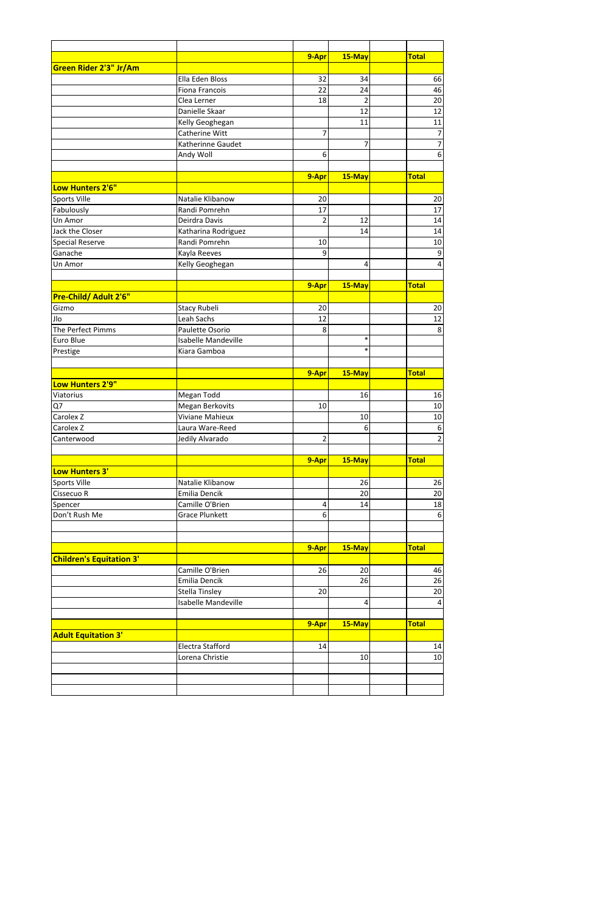| | | 9-Apr | 15-May | | Total |
|---|---|---|---|---|---|
| **Green Rider 2'3" Jr/Am** | | | | | |
| | Ella Eden Bloss | 32 | 34 | | 66 |
| | Fiona Francois | 22 | 24 | | 46 |
| | Clea Lerner | 18 | 2 | | 20 |
| | Danielle Skaar | | 12 | | 12 |
| | Kelly Geoghegan | | 11 | | 11 |
| | Catherine Witt | 7 | | | 7 |
| | Katherinne Gaudet | | 7 | | 7 |
| | Andy Woll | 6 | | | 6 |
| | | | | | |
| | | 9-Apr | 15-May | | Total |
| **Low Hunters 2'6"** | | | | | |
| Sports Ville | Natalie Klibanow | 20 | | | 20 |
| Fabulously | Randi Pomrehn | 17 | | | 17 |
| Un Amor | Deirdra Davis | 2 | 12 | | 14 |
| Jack the Closer | Katharina Rodriguez | | 14 | | 14 |
| Special Reserve | Randi Pomrehn | 10 | | | 10 |
| Ganache | Kayla Reeves | 9 | | | 9 |
| Un Amor | Kelly Geoghegan | | 4 | | 4 |
| | | | | | |
| | | 9-Apr | 15-May | | Total |
| **Pre-Child/ Adult 2'6"** | | | | | |
| Gizmo | Stacy Rubeli | 20 | | | 20 |
| Jlo | Leah Sachs | 12 | | | 12 |
| The Perfect Pimms | Paulette Osorio | 8 | | | 8 |
| Euro Blue | Isabelle Mandeville | | * | | |
| Prestige | Kiara Gamboa | | * | | |
| | | | | | |
| | | 9-Apr | 15-May | | Total |
| **Low Hunters 2'9"** | | | | | |
| Viatorius | Megan Todd | | 16 | | 16 |
| Q7 | Megan Berkovits | 10 | | | 10 |
| Carolex Z | Viviane Mahieux | | 10 | | 10 |
| Carolex Z | Laura Ware-Reed | | 6 | | 6 |
| Canterwood | Jedily Alvarado | 2 | | | 2 |
| | | | | | |
| | | 9-Apr | 15-May | | Total |
| **Low Hunters 3'** | | | | | |
| Sports Ville | Natalie Klibanow | | 26 | | 26 |
| Cissecuo R | Emilia Dencik | | 20 | | 20 |
| Spencer | Camille O'Brien | 4 | 14 | | 18 |
| Don't Rush Me | Grace Plunkett | 6 | | | 6 |
| | | | | | |
| | | | | | |
| | | 9-Apr | 15-May | | Total |
| **Children's Equitation 3'** | | | | | |
| | Camille O'Brien | 26 | 20 | | 46 |
| | Emilia Dencik | | 26 | | 26 |
| | Stella Tinsley | 20 | | | 20 |
| | Isabelle Mandeville | | 4 | | 4 |
| | | | | | |
| | | 9-Apr | 15-May | | Total |
| **Adult Equitation 3'** | | | | | |
| | Electra Stafford | 14 | | | 14 |
| | Lorena Christie | | 10 | | 10 |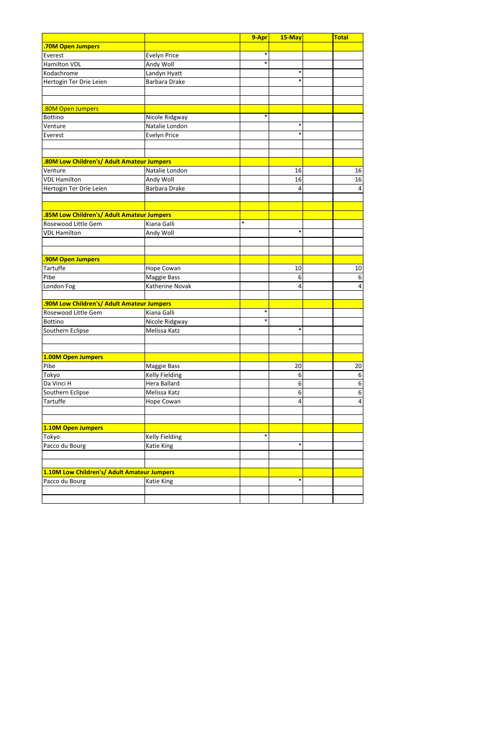| | | 9-Apr | 15-May | | Total |
|---|---|---|---|---|---|
| **.70M Open Jumpers** | | | | | |
| Everest | Evelyn Price | * | | | |
| Hamilton VDL | Andy Woll | * | | | |
| Kodachrome | Landyn Hyatt | | * | | |
| Hertogin Ter Drie Leien | Barbara Drake | | * | | |
| | | | | | |
| | | | | | |
| .80M Open Jumpers | | | | | |
| Bottino | Nicole Ridgway | * | | | |
| Venture | Natalie London | | * | | |
| Everest | Evelyn Price | | * | | |
| | | | | | |
| | | | | | |
| **.80M Low Children's/ Adult Amateur Jumpers** | | | | | |
| Venture | Natalie London | | 16 | | 16 |
| VDL Hamilton | Andy Woll | | 16 | | 16 |
| Hertogin Ter Drie Leien | Barbara Drake | | 4 | | 4 |
| | | | | | |
| | | | | | |
| **.85M Low Children's/ Adult Amateur Jumpers** | | | | | |
| Rosewood Little Gem | Kiana Galli | * | | | |
| VDL Hamilton | Andy Woll | | * | | |
| | | | | | |
| | | | | | |
| **.90M Open Jumpers** | | | | | |
| Tartuffe | Hope Cowan | | 10 | | 10 |
| Pibe | Maggie Bass | | 6 | | 6 |
| London Fog | Katherine Novak | | 4 | | 4 |
| | | | | | |
| **.90M Low Children's/ Adult Amateur Jumpers** | | | | | |
| Rosewood Little Gem | Kiana Galli | * | | | |
| Bottino | Nicole Ridgway | * | | | |
| Southern Eclipse | Melissa Katz | | * | | |
| | | | | | |
| | | | | | |
| **1.00M Open Jumpers** | | | | | |
| Pibe | Maggie Bass | | 20 | | 20 |
| Tokyo | Kelly Fielding | | 6 | | 6 |
| Da Vinci H | Hera Ballard | | 6 | | 6 |
| Southern Eclipse | Melissa Katz | | 6 | | 6 |
| Tartuffe | Hope Cowan | | 4 | | 4 |
| | | | | | |
| | | | | | |
| **1.10M Open Jumpers** | | | | | |
| Tokyo | Kelly Fielding | * | | | |
| Pacco du Bourg | Katie King | | * | | |
| | | | | | |
| | | | | | |
| **1.10M Low Children's/ Adult Amateur Jumpers** | | | | | |
| Pacco du Bourg | Katie King | | * | | |
| | | | | | |
| | | | | | |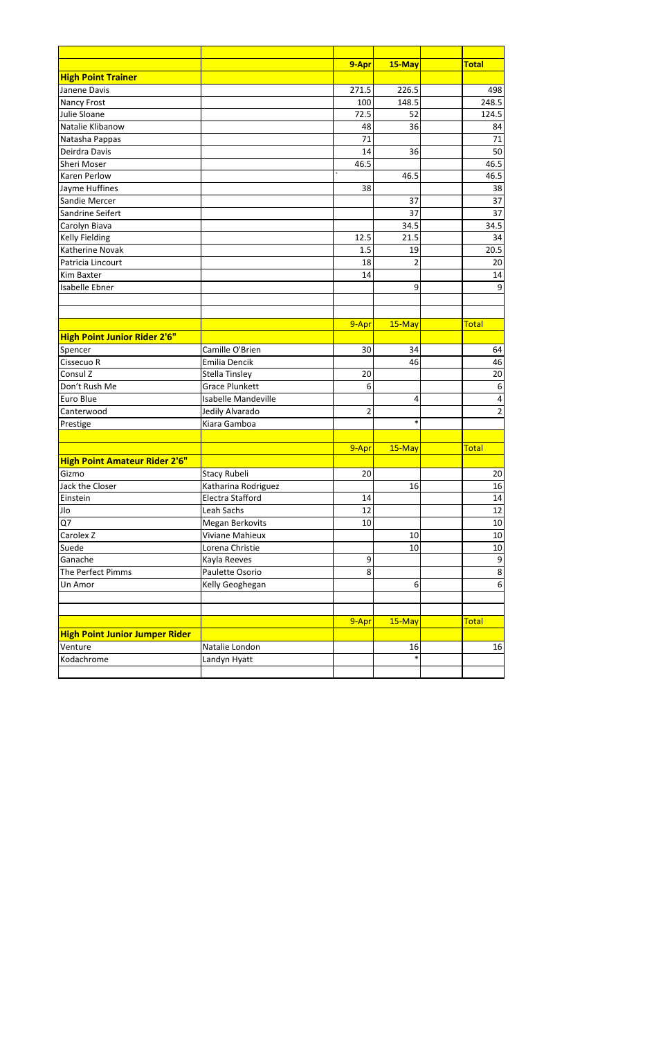| | | 9-Apr | 15-May | | Total |
|---|---|---|---|---|---|
| **High Point Trainer** | | | | | |
| Janene Davis | | 271.5 | 226.5 | | 498 |
| Nancy Frost | | 100 | 148.5 | | 248.5 |
| Julie Sloane | | 72.5 | 52 | | 124.5 |
| Natalie Klibanow | | 48 | 36 | | 84 |
| Natasha Pappas | | 71 | | | 71 |
| Deirdra Davis | | 14 | 36 | | 50 |
| Sheri Moser | | 46.5 | | | 46.5 |
| Karen Perlow | | ` | 46.5 | | 46.5 |
| Jayme Huffines | | 38 | | | 38 |
| Sandie Mercer | | | 37 | | 37 |
| Sandrine Seifert | | | 37 | | 37 |
| Carolyn Biava | | | 34.5 | | 34.5 |
| Kelly Fielding | | 12.5 | 21.5 | | 34 |
| Katherine Novak | | 1.5 | 19 | | 20.5 |
| Patricia Lincourt | | 18 | 2 | | 20 |
| Kim Baxter | | 14 | | | 14 |
| Isabelle Ebner | | | 9 | | 9 |

| | | 9-Apr | 15-May | | Total |
|---|---|---|---|---|---|
| **High Point Junior Rider 2'6"** | | | | | |
| Spencer | Camille O'Brien | 30 | 34 | | 64 |
| Cissecuo R | Emilia Dencik | | 46 | | 46 |
| Consul Z | Stella Tinsley | 20 | | | 20 |
| Don't Rush Me | Grace Plunkett | 6 | | | 6 |
| Euro Blue | Isabelle Mandeville | | 4 | | 4 |
| Canterwood | Jedily Alvarado | 2 | | | 2 |
| Prestige | Kiara Gamboa | | * | | |

| | | 9-Apr | 15-May | | Total |
|---|---|---|---|---|---|
| **High Point Amateur Rider 2'6"** | | | | | |
| Gizmo | Stacy Rubeli | 20 | | | 20 |
| Jack the Closer | Katharina Rodriguez | | 16 | | 16 |
| Einstein | Electra Stafford | 14 | | | 14 |
| Jlo | Leah Sachs | 12 | | | 12 |
| Q7 | Megan Berkovits | 10 | | | 10 |
| Carolex Z | Viviane Mahieux | | 10 | | 10 |
| Suede | Lorena Christie | | 10 | | 10 |
| Ganache | Kayla Reeves | 9 | | | 9 |
| The Perfect Pimms | Paulette Osorio | 8 | | | 8 |
| Un Amor | Kelly Geoghegan | | 6 | | 6 |

| | | 9-Apr | 15-May | | Total |
|---|---|---|---|---|---|
| **High Point Junior Jumper Rider** | | | | | |
| Venture | Natalie London | | 16 | | 16 |
| Kodachrome | Landyn Hyatt | | * | | |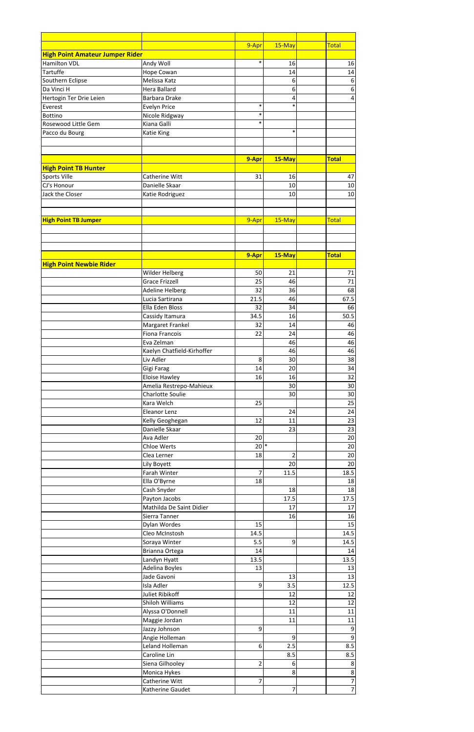| | | 9-Apr | 15-May | | Total |
|---|---|---|---|---|---|
| **High Point Amateur Jumper Rider** | | | | | |
| Hamilton VDL | Andy Woll | * | 16 | | 16 |
| Tartuffe | Hope Cowan | | 14 | | 14 |
| Southern Eclipse | Melissa Katz | | 6 | | 6 |
| Da Vinci H | Hera Ballard | | 6 | | 6 |
| Hertogin Ter Drie Leien | Barbara Drake | | 4 | | 4 |
| Everest | Evelyn Price | * | * | | |
| Bottino | Nicole Ridgway | * | | | |
| Rosewood Little Gem | Kiana Galli | * | | | |
| Pacco du Bourg | Katie King | | * | | |

| | | **9-Apr** | **15-May** | | **Total** |
|---|---|---|---|---|---|
| **High Point TB Hunter** | | | | | |
| Sports Ville | Catherine Witt | 31 | 16 | | 47 |
| CJ's Honour | Danielle Skaar | | 10 | | 10 |
| Jack the Closer | Katie Rodriguez | | 10 | | 10 |

| **High Point TB Jumper** | | 9-Apr | 15-May | | Total |
|---|---|---|---|---|---|
| | | | | | |

| | | **9-Apr** | **15-May** | | **Total** |
|---|---|---|---|---|---|
| **High Point Newbie Rider** | | | | | |
| | Wilder Helberg | 50 | 21 | | 71 |
| | Grace Frizzell | 25 | 46 | | 71 |
| | Adeline Helberg | 32 | 36 | | 68 |
| | Lucia Sartirana | 21.5 | 46 | | 67.5 |
| | Ella Eden Bloss | 32 | 34 | | 66 |
| | Cassidy Itamura | 34.5 | 16 | | 50.5 |
| | Margaret Frankel | 32 | 14 | | 46 |
| | Fiona Francois | 22 | 24 | | 46 |
| | Eva Zelman | | 46 | | 46 |
| | Kaelyn Chatfield-Kirhoffer | | 46 | | 46 |
| | Liv Adler | 8 | 30 | | 38 |
| | Gigi Farag | 14 | 20 | | 34 |
| | Eloise Hawley | 16 | 16 | | 32 |
| | Amelia Restrepo-Mahieux | | 30 | | 30 |
| | Charlotte Soulie | | 30 | | 30 |
| | Kara Welch | 25 | | | 25 |
| | Eleanor Lenz | | 24 | | 24 |
| | Kelly Geoghegan | 12 | 11 | | 23 |
| | Danielle Skaar | | 23 | | 23 |
| | Ava Adler | 20 | | | 20 |
| | Chloe Werts | 20 | * | | 20 |
| | Clea Lerner | 18 | 2 | | 20 |
| | Lily Boyett | | 20 | | 20 |
| | Farah Winter | 7 | 11.5 | | 18.5 |
| | Ella O'Byrne | 18 | | | 18 |
| | Cash Snyder | | 18 | | 18 |
| | Payton Jacobs | | 17.5 | | 17.5 |
| | Mathilda De Saint Didier | | 17 | | 17 |
| | Sierra Tanner | | 16 | | 16 |
| | Dylan Wordes | 15 | | | 15 |
| | Cleo McInstosh | 14.5 | | | 14.5 |
| | Soraya Winter | 5.5 | 9 | | 14.5 |
| | Brianna Ortega | 14 | | | 14 |
| | Landyn Hyatt | 13.5 | | | 13.5 |
| | Adelina Boyles | 13 | | | 13 |
| | Jade Gavoni | | 13 | | 13 |
| | Isla Adler | 9 | 3.5 | | 12.5 |
| | Juliet Ribikoff | | 12 | | 12 |
| | Shiloh Williams | | 12 | | 12 |
| | Alyssa O'Donnell | | 11 | | 11 |
| | Maggie Jordan | | 11 | | 11 |
| | Jazzy Johnson | 9 | | | 9 |
| | Angie Holleman | | 9 | | 9 |
| | Leland Holleman | 6 | 2.5 | | 8.5 |
| | Caroline Lin | | 8.5 | | 8.5 |
| | Siena Gilhooley | 2 | 6 | | 8 |
| | Monica Hykes | | 8 | | 8 |
| | Catherine Witt | 7 | | | 7 |
| | Katherine Gaudet | | 7 | | 7 |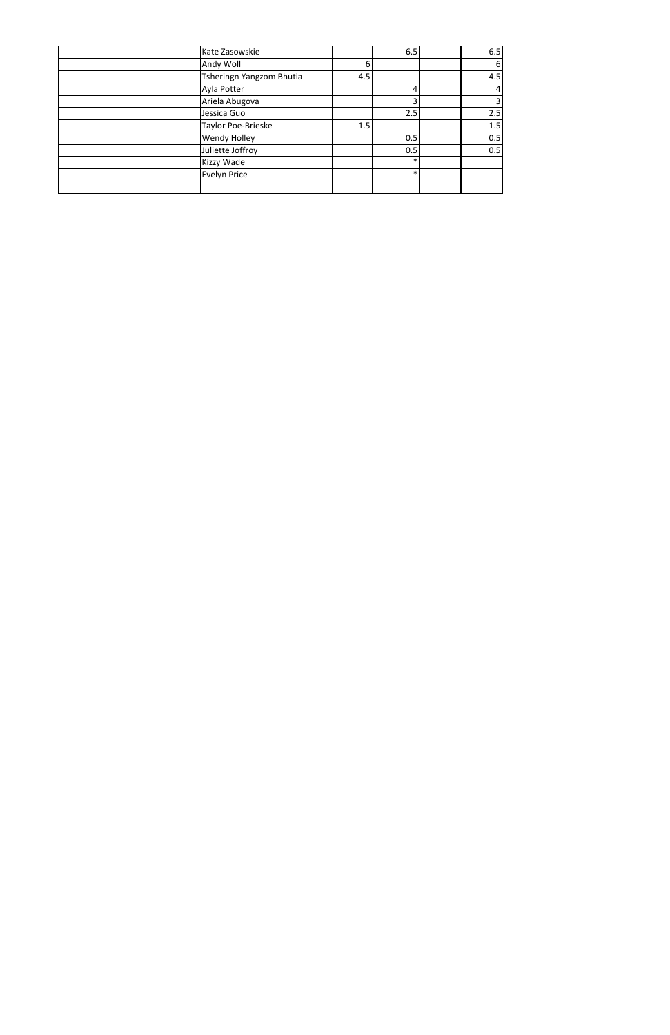| | | | | | |
|---|---|---|---|---|---|
| | Kate Zasowskie | | 6.5 | | 6.5 |
| | Andy Woll | 6 | | | 6 |
| | Tsheringn Yangzom Bhutia | 4.5 | | | 4.5 |
| | Ayla Potter | | 4 | | 4 |
| | Ariela Abugova | | 3 | | 3 |
| | Jessica Guo | | 2.5 | | 2.5 |
| | Taylor Poe-Brieske | 1.5 | | | 1.5 |
| | Wendy Holley | | 0.5 | | 0.5 |
| | Juliette Joffroy | | 0.5 | | 0.5 |
| | Kizzy Wade | | * | | |
| | Evelyn Price | | * | | |
| | | | | | |